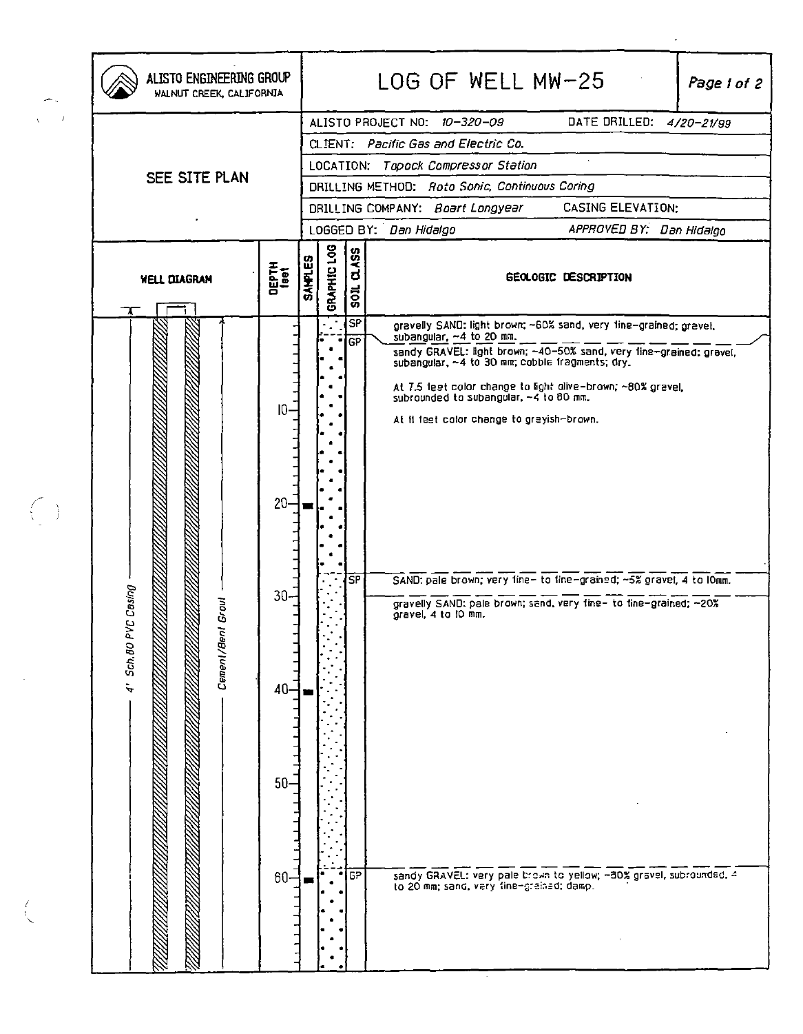# LOG OF WELL MW-25

**ALISTO ENGINEERING GROUP**
WALNUT CREEK, CALIFORNIA

SEE SITE PLAN

| | |
|---|---|
| ALISTO PROJECT NO: 10-320-09 | DATE DRILLED: 4/20-21/99 |
| CLIENT: Pacific Gas and Electric Co. | |
| LOCATION: Topock Compressor Station | |
| DRILLING METHOD: Roto Sonic, Continuous Coring | |
| DRILLING COMPANY: Boart Longyear | CASING ELEVATION: |
| LOGGED BY: Dan Hidalgo | APPROVED BY: Dan Hidalgo |

**WELL DIAGRAM**: 4" Sch.80 PVC Casing; Cement/Bent Grout

| DEPTH (feet) | SAMPLES | SOIL CLASS | GEOLOGIC DESCRIPTION |
|---|---|---|---|
| 0 | | SP | gravelly SAND: light brown; ~60% sand, very fine-grained; gravel, subangular, ~4 to 20 mm. |
| ~1 | | GP | sandy GRAVEL: light brown; ~40-50% sand, very fine-grained; gravel, subangular, ~4 to 30 mm; cobble fragments; dry. At 7.5 feet color change to light olive-brown; ~80% gravel, subrounded to subangular, ~4 to 80 mm. At 11 feet color change to grayish-brown. |
| 20 | ■ | | |
| ~27 | | SP | SAND: pale brown; very fine- to fine-grained; ~5% gravel, 4 to 10mm. |
| ~29 | | | gravelly SAND: pale brown; sand, very fine- to fine-grained; ~20% gravel, 4 to 10 mm. |
| 40 | ■ | | |
| ~59 | | GP | sandy GRAVEL: very pale brown to yellow; ~80% gravel, subrounded, 4 to 20 mm; sand, very fine-grained; damp. |
| 60 | ■ | | |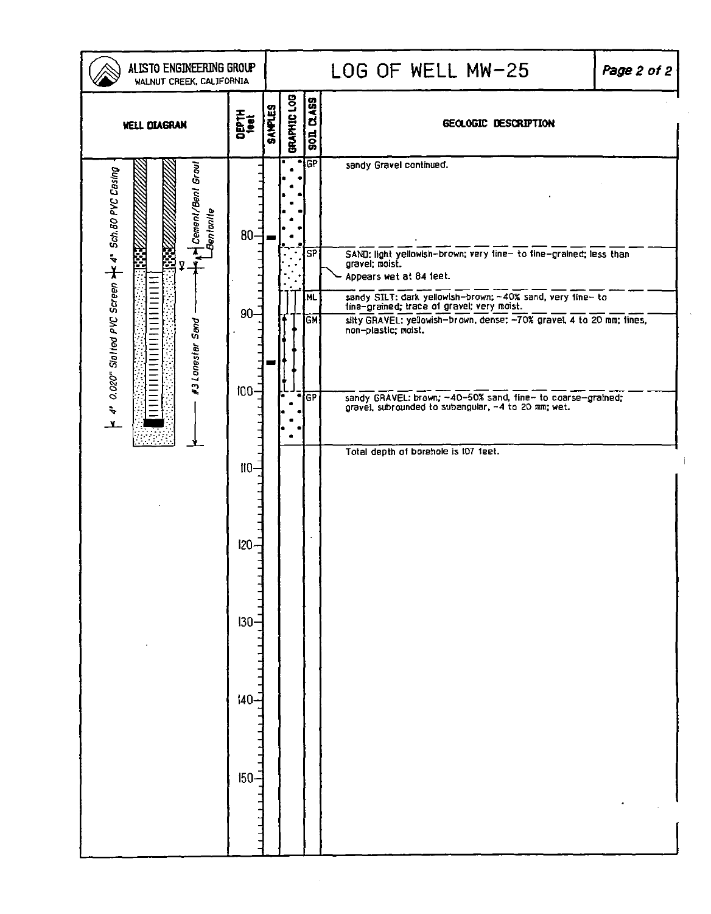# LOG OF WELL MW-25

ALISTO ENGINEERING GROUP
WALNUT CREEK, CALIFORNIA

| WELL DIAGRAM | DEPTH feet | SAMPLES | GRAPHIC LOG | SOIL CLASS | GEOLOGIC DESCRIPTION |
|---|---|---|---|---|---|
| | | | | GP | sandy Gravel continued. |
| | 80 | ▬ | | | |
| | | | | SP | SAND: light yellowish-brown; very fine- to fine-grained; less than gravel; moist. Appears wet at 84 feet. |
| | | | | ML | sandy SILT: dark yellowish-brown; ~40% sand, very fine- to fine-grained; trace of gravel; very moist. |
| | 90 | | | GM | silty GRAVEL: yellowish-brown, dense; ~70% gravel, 4 to 20 mm; fines, non-plastic; moist. |
| | | ▬ | | | |
| | 100 | | | GP | sandy GRAVEL: brown; ~40-50% sand, fine- to coarse-grained; gravel, subrounded to subangular, ~4 to 20 mm; wet. |
| | | | | | Total depth of borehole is 107 feet. |
| | 110 | | | | |
| | 120 | | | | |
| | 130 | | | | |
| | 140 | | | | |
| | 150 | | | | |

Well diagram labels: 4" Sch.80 PVC Casing; 4" 0.020" Slotted PVC Screen; Cement/Bent Grout; Bentonite; #3 Lonestar Sand